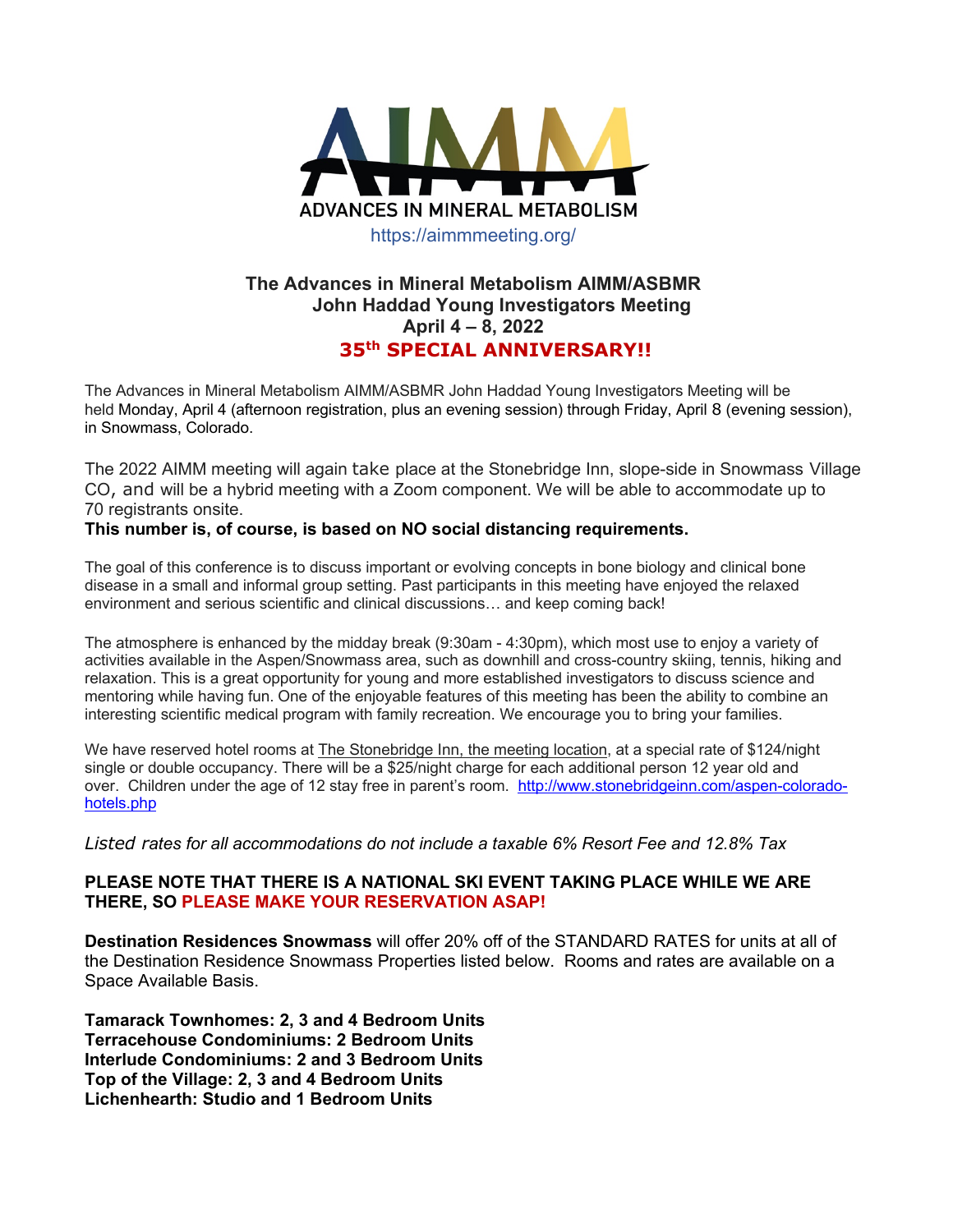# AIMM

ADVANCES IN MINERAL METABOLISM

https://aimmmeeting.org/

## The Advances in Mineral Metabolism AIMM/ASBMR John Haddad Young Investigators Meeting April 4 – 8, 2022

## 35th SPECIAL ANNIVERSARY!!

The Advances in Mineral Metabolism AIMM/ASBMR John Haddad Young Investigators Meeting will be held Monday, April 4 (afternoon registration, plus an evening session) through Friday, April 8 (evening session), in Snowmass, Colorado.

The 2022 AIMM meeting will again take place at the Stonebridge Inn, slope-side in Snowmass Village CO, and will be a hybrid meeting with a Zoom component. We will be able to accommodate up to 70 registrants onsite.

**This number is, of course, is based on NO social distancing requirements.**

The goal of this conference is to discuss important or evolving concepts in bone biology and clinical bone disease in a small and informal group setting. Past participants in this meeting have enjoyed the relaxed environment and serious scientific and clinical discussions… and keep coming back!

The atmosphere is enhanced by the midday break (9:30am - 4:30pm), which most use to enjoy a variety of activities available in the Aspen/Snowmass area, such as downhill and cross-country skiing, tennis, hiking and relaxation. This is a great opportunity for young and more established investigators to discuss science and mentoring while having fun. One of the enjoyable features of this meeting has been the ability to combine an interesting scientific medical program with family recreation. We encourage you to bring your families.

We have reserved hotel rooms at The Stonebridge Inn, the meeting location, at a special rate of $124/night single or double occupancy. There will be a $25/night charge for each additional person 12 year old and over. Children under the age of 12 stay free in parent's room. http://www.stonebridgeinn.com/aspen-colorado-hotels.php

*Listed rates for all accommodations do not include a taxable 6% Resort Fee and 12.8% Tax*

**PLEASE NOTE THAT THERE IS A NATIONAL SKI EVENT TAKING PLACE WHILE WE ARE THERE, SO PLEASE MAKE YOUR RESERVATION ASAP!**

**Destination Residences Snowmass** will offer 20% off of the STANDARD RATES for units at all of the Destination Residence Snowmass Properties listed below. Rooms and rates are available on a Space Available Basis.

**Tamarack Townhomes: 2, 3 and 4 Bedroom Units**
**Terracehouse Condominiums: 2 Bedroom Units**
**Interlude Condominiums: 2 and 3 Bedroom Units**
**Top of the Village: 2, 3 and 4 Bedroom Units**
**Lichenhearth: Studio and 1 Bedroom Units**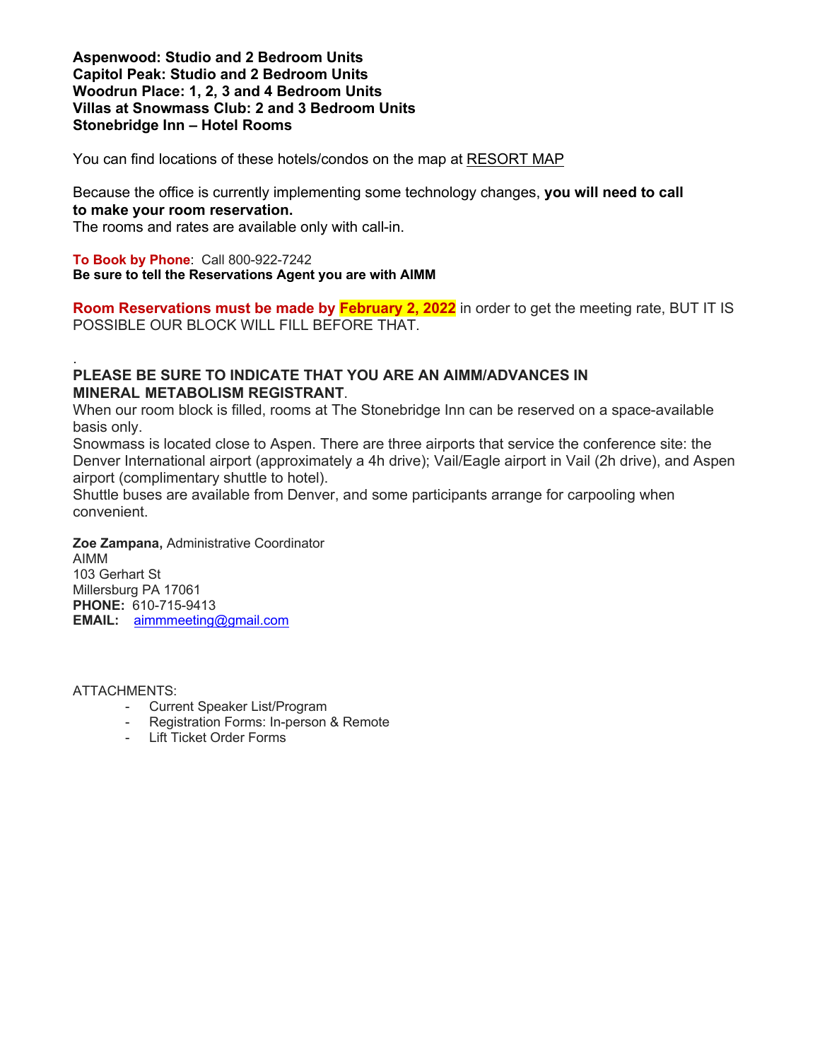**Aspenwood: Studio and 2 Bedroom Units**
**Capitol Peak: Studio and 2 Bedroom Units**
**Woodrun Place: 1, 2, 3 and 4 Bedroom Units**
**Villas at Snowmass Club: 2 and 3 Bedroom Units**
**Stonebridge Inn – Hotel Rooms**

You can find locations of these hotels/condos on the map at RESORT MAP

Because the office is currently implementing some technology changes, **you will need to call to make your room reservation.**
The rooms and rates are available only with call-in.

**To Book by Phone**: Call 800-922-7242
**Be sure to tell the Reservations Agent you are with AIMM**

**Room Reservations must be made by February 2, 2022** in order to get the meeting rate, BUT IT IS POSSIBLE OUR BLOCK WILL FILL BEFORE THAT.

.
**PLEASE BE SURE TO INDICATE THAT YOU ARE AN AIMM/ADVANCES IN MINERAL METABOLISM REGISTRANT**.
When our room block is filled, rooms at The Stonebridge Inn can be reserved on a space-available basis only.
Snowmass is located close to Aspen. There are three airports that service the conference site: the Denver International airport (approximately a 4h drive); Vail/Eagle airport in Vail (2h drive), and Aspen airport (complimentary shuttle to hotel).
Shuttle buses are available from Denver, and some participants arrange for carpooling when convenient.

**Zoe Zampana,** Administrative Coordinator
AIMM
103 Gerhart St
Millersburg PA 17061
**PHONE:** 610-715-9413
**EMAIL:** aimmmeeting@gmail.com

ATTACHMENTS:

- Current Speaker List/Program
- Registration Forms: In-person & Remote
- Lift Ticket Order Forms